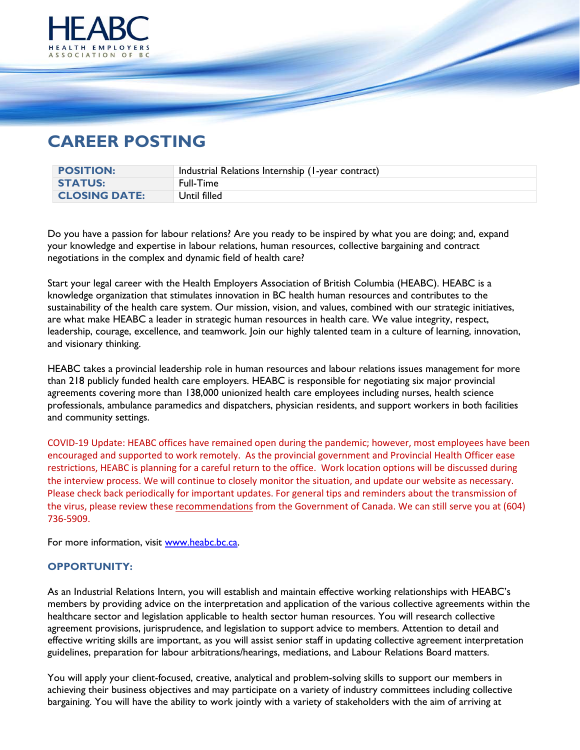HEABC
HEALTH EMPLOYERS ASSOCIATION OF BC

# CAREER POSTING

| | |
|---|---|
| **POSITION:** | Industrial Relations Internship (1-year contract) |
| **STATUS:** | Full-Time |
| **CLOSING DATE:** | Until filled |

Do you have a passion for labour relations? Are you ready to be inspired by what you are doing; and, expand your knowledge and expertise in labour relations, human resources, collective bargaining and contract negotiations in the complex and dynamic field of health care?

Start your legal career with the Health Employers Association of British Columbia (HEABC). HEABC is a knowledge organization that stimulates innovation in BC health human resources and contributes to the sustainability of the health care system. Our mission, vision, and values, combined with our strategic initiatives, are what make HEABC a leader in strategic human resources in health care. We value integrity, respect, leadership, courage, excellence, and teamwork. Join our highly talented team in a culture of learning, innovation, and visionary thinking.

HEABC takes a provincial leadership role in human resources and labour relations issues management for more than 218 publicly funded health care employers. HEABC is responsible for negotiating six major provincial agreements covering more than 138,000 unionized health care employees including nurses, health science professionals, ambulance paramedics and dispatchers, physician residents, and support workers in both facilities and community settings.

COVID-19 Update: HEABC offices have remained open during the pandemic; however, most employees have been encouraged and supported to work remotely. As the provincial government and Provincial Health Officer ease restrictions, HEABC is planning for a careful return to the office. Work location options will be discussed during the interview process. We will continue to closely monitor the situation, and update our website as necessary. Please check back periodically for important updates. For general tips and reminders about the transmission of the virus, please review these recommendations from the Government of Canada. We can still serve you at (604) 736-5909.

For more information, visit www.heabc.bc.ca.

### OPPORTUNITY:

As an Industrial Relations Intern, you will establish and maintain effective working relationships with HEABC's members by providing advice on the interpretation and application of the various collective agreements within the healthcare sector and legislation applicable to health sector human resources. You will research collective agreement provisions, jurisprudence, and legislation to support advice to members. Attention to detail and effective writing skills are important, as you will assist senior staff in updating collective agreement interpretation guidelines, preparation for labour arbitrations/hearings, mediations, and Labour Relations Board matters.

You will apply your client-focused, creative, analytical and problem-solving skills to support our members in achieving their business objectives and may participate on a variety of industry committees including collective bargaining. You will have the ability to work jointly with a variety of stakeholders with the aim of arriving at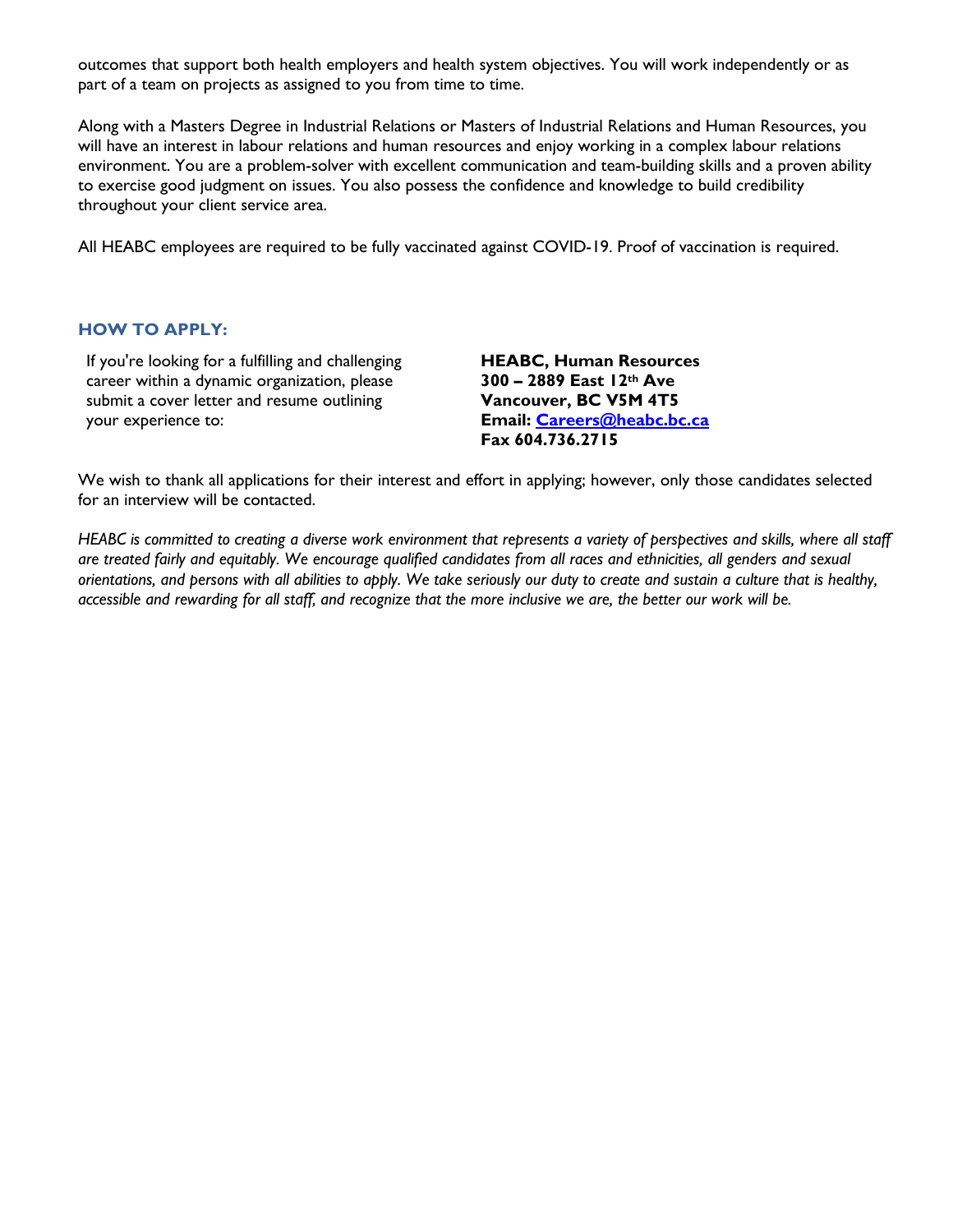outcomes that support both health employers and health system objectives. You will work independently or as part of a team on projects as assigned to you from time to time.

Along with a Masters Degree in Industrial Relations or Masters of Industrial Relations and Human Resources, you will have an interest in labour relations and human resources and enjoy working in a complex labour relations environment. You are a problem-solver with excellent communication and team-building skills and a proven ability to exercise good judgment on issues. You also possess the confidence and knowledge to build credibility throughout your client service area.

All HEABC employees are required to be fully vaccinated against COVID-19. Proof of vaccination is required.

## HOW TO APPLY:

If you're looking for a fulfilling and challenging career within a dynamic organization, please submit a cover letter and resume outlining your experience to:

**HEABC, Human Resources**
**300 – 2889 East 12th Ave**
**Vancouver, BC V5M 4T5**
**Email: [Careers@heabc.bc.ca](mailto:Careers@heabc.bc.ca)**
**Fax 604.736.2715**

We wish to thank all applications for their interest and effort in applying; however, only those candidates selected for an interview will be contacted.

*HEABC is committed to creating a diverse work environment that represents a variety of perspectives and skills, where all staff are treated fairly and equitably. We encourage qualified candidates from all races and ethnicities, all genders and sexual orientations, and persons with all abilities to apply. We take seriously our duty to create and sustain a culture that is healthy, accessible and rewarding for all staff, and recognize that the more inclusive we are, the better our work will be.*